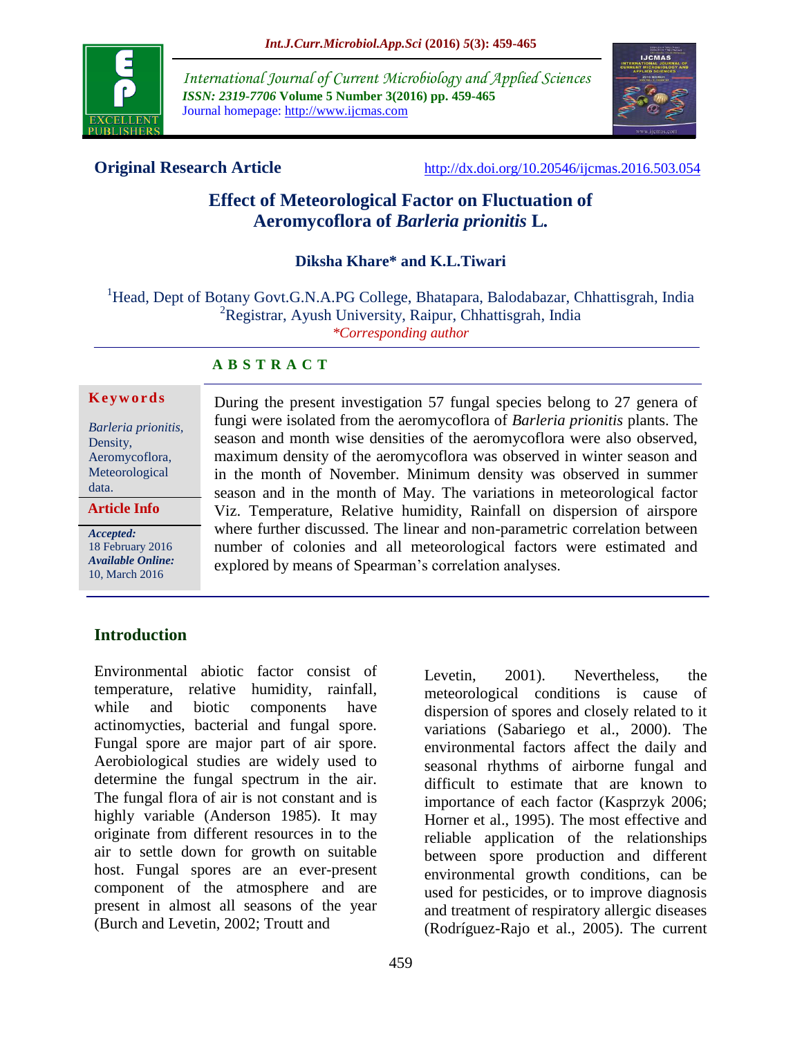## Original Research Article

http://dx.doi.org/10.20546/ijcmas.2016.503.054

# Effect of Meteorological Factor on Fluctuation of Aeromycoflora of *Barleria prionitis* L.

**Diksha Khare* and K.L.Tiwari**

[1]Head, Dept of Botany Govt.G.N.A.PG College, Bhatapara, Balodabazar, Chhattisgrah, India
[2]Registrar, Ayush University, Raipur, Chhattisgrah, India
*\*Corresponding author*

### ABSTRACT

**Keywords**

*Barleria prionitis*, Density, Aeromycoflora, Meteorological data.

**Article Info**

***Accepted:*** 18 February 2016
***Available Online:*** 10, March 2016

During the present investigation 57 fungal species belong to 27 genera of fungi were isolated from the aeromycoflora of *Barleria prionitis* plants. The season and month wise densities of the aeromycoflora were also observed, maximum density of the aeromycoflora was observed in winter season and in the month of November. Minimum density was observed in summer season and in the month of May. The variations in meteorological factor Viz. Temperature, Relative humidity, Rainfall on dispersion of airspore where further discussed. The linear and non-parametric correlation between number of colonies and all meteorological factors were estimated and explored by means of Spearman's correlation analyses.

## Introduction

Environmental abiotic factor consist of temperature, relative humidity, rainfall, while and biotic components have actinomycties, bacterial and fungal spore. Fungal spore are major part of air spore. Aerobiological studies are widely used to determine the fungal spectrum in the air. The fungal flora of air is not constant and is highly variable (Anderson 1985). It may originate from different resources in to the air to settle down for growth on suitable host. Fungal spores are an ever-present component of the atmosphere and are present in almost all seasons of the year (Burch and Levetin, 2002; Troutt and Levetin, 2001). Nevertheless, the meteorological conditions is cause of dispersion of spores and closely related to it variations (Sabariego et al., 2000). The environmental factors affect the daily and seasonal rhythms of airborne fungal and difficult to estimate that are known to importance of each factor (Kasprzyk 2006; Horner et al., 1995). The most effective and reliable application of the relationships between spore production and different environmental growth conditions, can be used for pesticides, or to improve diagnosis and treatment of respiratory allergic diseases (Rodríguez-Rajo et al., 2005). The current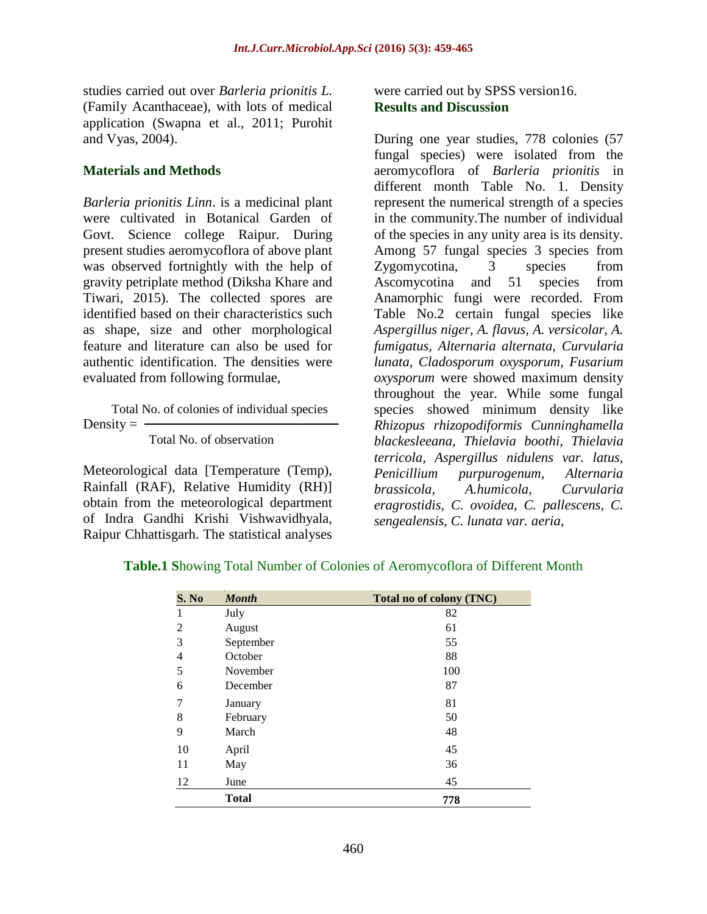studies carried out over *Barleria prionitis L.* (Family Acanthaceae), with lots of medical application (Swapna et al., 2011; Purohit and Vyas, 2004).

## Materials and Methods

*Barleria prionitis Linn*. is a medicinal plant were cultivated in Botanical Garden of Govt. Science college Raipur. During present studies aeromycoflora of above plant was observed fortnightly with the help of gravity petriplate method (Diksha Khare and Tiwari, 2015). The collected spores are identified based on their characteristics such as shape, size and other morphological feature and literature can also be used for authentic identification. The densities were evaluated from following formulae,

$$\text{Density} = \frac{\text{Total No. of colonies of individual species}}{\text{Total No. of observation}}$$

Meteorological data [Temperature (Temp), Rainfall (RAF), Relative Humidity (RH)] obtain from the meteorological department of Indra Gandhi Krishi Vishwavidhyala, Raipur Chhattisgarh. The statistical analyses were carried out by SPSS version16.

## Results and Discussion

During one year studies, 778 colonies (57 fungal species) were isolated from the aeromycoflora of *Barleria prionitis* in different month Table No. 1. Density represent the numerical strength of a species in the community.The number of individual of the species in any unity area is its density. Among 57 fungal species 3 species from Zygomycotina, 3 species from Ascomycotina and 51 species from Anamorphic fungi were recorded. From Table No.2 certain fungal species like *Aspergillus niger, A. flavus, A. versicolar, A. fumigatus, Alternaria alternata, Curvularia lunata, Cladosporum oxysporum, Fusarium oxysporum* were showed maximum density throughout the year. While some fungal species showed minimum density like *Rhizopus rhizopodiformis Cunninghamella blackesleeana, Thielavia boothi, Thielavia terricola, Aspergillus nidulens var. latus, Penicillium purpurogenum, Alternaria brassicola, A.humicola, Curvularia eragrostidis, C. ovoidea, C. pallescens, C. sengealensis, C. lunata var. aeria,*

**Table.1 S**howing Total Number of Colonies of Aeromycoflora of Different Month

| S. No | *Month* | Total no of colony (TNC) |
|---|---|---|
| 1 | July | 82 |
| 2 | August | 61 |
| 3 | September | 55 |
| 4 | October | 88 |
| 5 | November | 100 |
| 6 | December | 87 |
| 7 | January | 81 |
| 8 | February | 50 |
| 9 | March | 48 |
| 10 | April | 45 |
| 11 | May | 36 |
| 12 | June | 45 |
| | **Total** | **778** |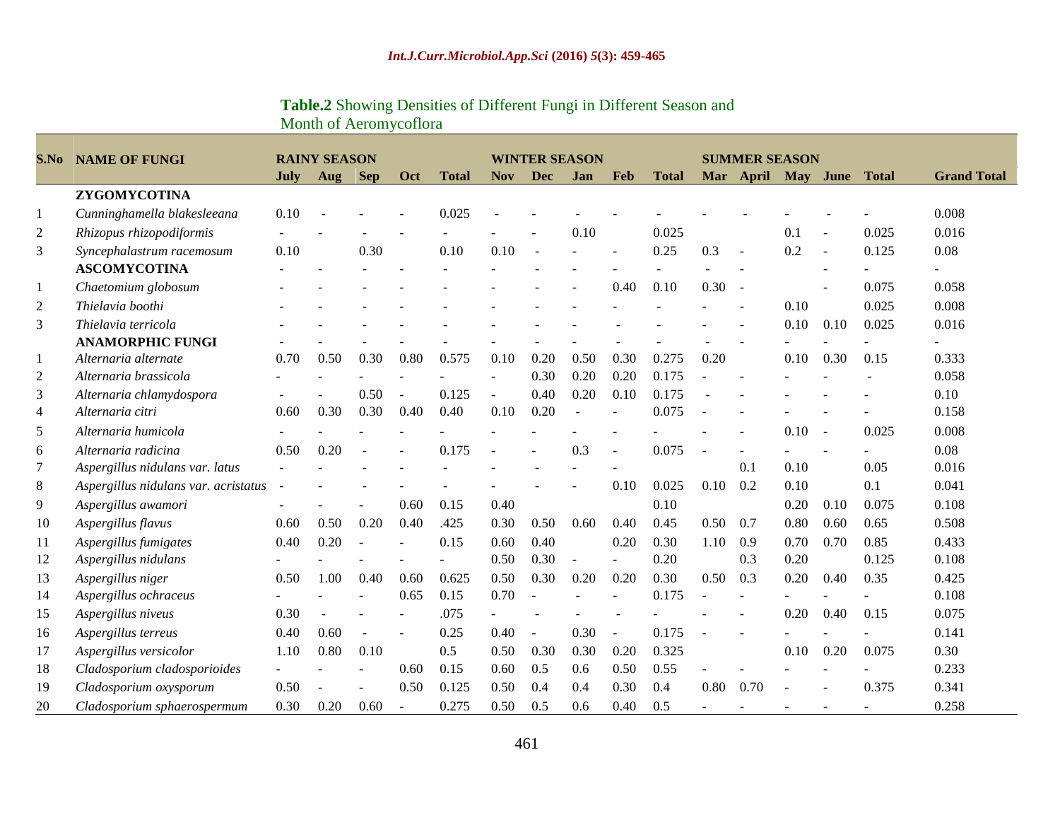**Table.2** Showing Densities of Different Fungi in Different Season and Month of Aeromycoflora

| S.No | NAME OF FUNGI | RAINY SEASON | | | | | WINTER SEASON | | | | | SUMMER SEASON | | | | | Grand Total |
|---|---|---|---|---|---|---|---|---|---|---|---|---|---|---|---|---|---|
| | | July | Aug | Sep | Oct | Total | Nov | Dec | Jan | Feb | Total | Mar | April | May | June | Total | |
| | **ZYGOMYCOTINA** | | | | | | | | | | | | | | | | |
| 1 | *Cunninghamella blakesleeana* | 0.10 | - | - | - | 0.025 | - | - | - | - | - | - | - | - | - | - | 0.008 |
| 2 | *Rhizopus rhizopodiformis* | - | - | - | - | - | - | - | 0.10 | | 0.025 | | | 0.1 | - | 0.025 | 0.016 |
| 3 | *Syncephalastrum racemosum* | 0.10 | | 0.30 | | 0.10 | 0.10 | - | - | - | 0.25 | 0.3 | - | 0.2 | - | 0.125 | 0.08 |
| | **ASCOMYCOTINA** | - | - | - | - | - | - | - | - | - | - | - | - | | - | - | - |
| 1 | *Chaetomium globosum* | - | - | - | - | - | - | - | - | 0.40 | 0.10 | 0.30 | - | | - | 0.075 | 0.058 |
| 2 | *Thielavia boothi* | - | - | - | - | - | - | - | - | - | - | - | - | 0.10 | | 0.025 | 0.008 |
| 3 | *Thielavia terricola* | - | - | - | - | - | - | - | - | - | - | - | - | 0.10 | 0.10 | 0.025 | 0.016 |
| | **ANAMORPHIC FUNGI** | - | - | - | - | - | - | - | - | - | - | - | - | - | - | - | - |
| 1 | *Alternaria alternate* | 0.70 | 0.50 | 0.30 | 0.80 | 0.575 | 0.10 | 0.20 | 0.50 | 0.30 | 0.275 | 0.20 | | 0.10 | 0.30 | 0.15 | 0.333 |
| 2 | *Alternaria brassicola* | - | - | - | - | - | - | 0.30 | 0.20 | 0.20 | 0.175 | - | - | - | - | - | 0.058 |
| 3 | *Alternaria chlamydospora* | - | - | 0.50 | - | 0.125 | - | 0.40 | 0.20 | 0.10 | 0.175 | - | - | - | - | - | 0.10 |
| 4 | *Alternaria citri* | 0.60 | 0.30 | 0.30 | 0.40 | 0.40 | 0.10 | 0.20 | - | - | 0.075 | - | - | - | - | - | 0.158 |
| 5 | *Alternaria humicola* | - | - | - | - | - | - | - | - | - | - | - | - | 0.10 | - | 0.025 | 0.008 |
| 6 | *Alternaria radicina* | 0.50 | 0.20 | - | - | 0.175 | - | - | 0.3 | - | 0.075 | - | - | - | - | - | 0.08 |
| 7 | *Aspergillus nidulans var. latus* | - | - | - | - | - | - | - | - | - | | | 0.1 | 0.10 | | 0.05 | 0.016 |
| 8 | *Aspergillus nidulans var. acristatus* | - | - | - | - | - | - | - | - | 0.10 | 0.025 | 0.10 | 0.2 | 0.10 | | 0.1 | 0.041 |
| 9 | *Aspergillus awamori* | - | - | - | 0.60 | 0.15 | 0.40 | | | | 0.10 | | | 0.20 | 0.10 | 0.075 | 0.108 |
| 10 | *Aspergillus flavus* | 0.60 | 0.50 | 0.20 | 0.40 | .425 | 0.30 | 0.50 | 0.60 | 0.40 | 0.45 | 0.50 | 0.7 | 0.80 | 0.60 | 0.65 | 0.508 |
| 11 | *Aspergillus fumigates* | 0.40 | 0.20 | - | - | 0.15 | 0.60 | 0.40 | | 0.20 | 0.30 | 1.10 | 0.9 | 0.70 | 0.70 | 0.85 | 0.433 |
| 12 | *Aspergillus nidulans* | - | - | - | - | - | 0.50 | 0.30 | - | - | 0.20 | | 0.3 | 0.20 | | 0.125 | 0.108 |
| 13 | *Aspergillus niger* | 0.50 | 1.00 | 0.40 | 0.60 | 0.625 | 0.50 | 0.30 | 0.20 | 0.20 | 0.30 | 0.50 | 0.3 | 0.20 | 0.40 | 0.35 | 0.425 |
| 14 | *Aspergillus ochraceus* | - | - | - | 0.65 | 0.15 | 0.70 | - | - | - | 0.175 | - | - | - | - | - | 0.108 |
| 15 | *Aspergillus niveus* | 0.30 | - | - | - | .075 | - | - | - | - | - | - | - | 0.20 | 0.40 | 0.15 | 0.075 |
| 16 | *Aspergillus terreus* | 0.40 | 0.60 | - | - | 0.25 | 0.40 | - | 0.30 | - | 0.175 | - | - | - | - | - | 0.141 |
| 17 | *Aspergillus versicolor* | 1.10 | 0.80 | 0.10 | | 0.5 | 0.50 | 0.30 | 0.30 | 0.20 | 0.325 | | | 0.10 | 0.20 | 0.075 | 0.30 |
| 18 | *Cladosporium cladosporioides* | - | - | - | 0.60 | 0.15 | 0.60 | 0.5 | 0.6 | 0.50 | 0.55 | - | - | - | - | - | 0.233 |
| 19 | *Cladosporium oxysporum* | 0.50 | - | - | 0.50 | 0.125 | 0.50 | 0.4 | 0.4 | 0.30 | 0.4 | 0.80 | 0.70 | - | - | 0.375 | 0.341 |
| 20 | *Cladosporium sphaerospermum* | 0.30 | 0.20 | 0.60 | - | 0.275 | 0.50 | 0.5 | 0.6 | 0.40 | 0.5 | - | - | - | - | - | 0.258 |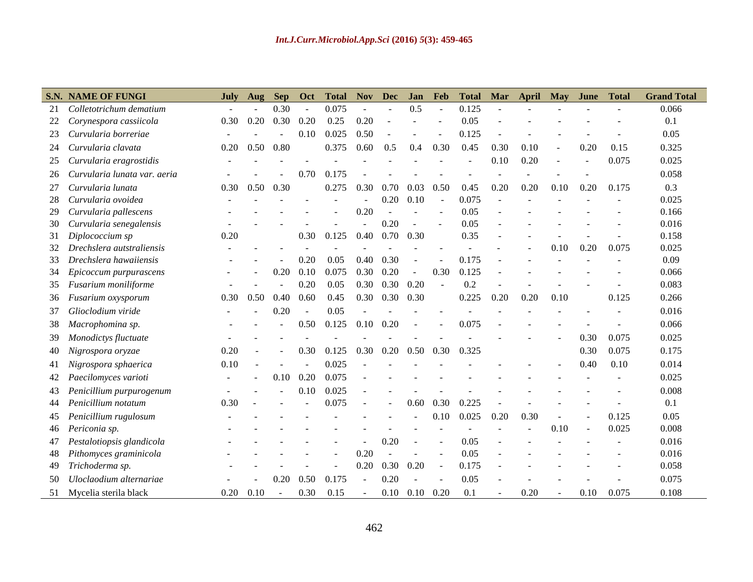| S.N. | NAME OF FUNGI | July | Aug | Sep | Oct | Total | Nov | Dec | Jan | Feb | Total | Mar | April | May | June | Total | Grand Total |
|---|---|---|---|---|---|---|---|---|---|---|---|---|---|---|---|---|---|
| 21 | *Colletotrichum dematium* | - | - | 0.30 | - | 0.075 | - | - | 0.5 | - | 0.125 | - | - | - | - | - | 0.066 |
| 22 | *Corynespora cassiicola* | 0.30 | 0.20 | 0.30 | 0.20 | 0.25 | 0.20 | - | - | - | 0.05 | - | - | - | - | - | 0.1 |
| 23 | *Curvularia borreriae* | - | - | - | 0.10 | 0.025 | 0.50 | - | - | - | 0.125 | - | - | - | - | - | 0.05 |
| 24 | *Curvularia clavata* | 0.20 | 0.50 | 0.80 | | 0.375 | 0.60 | 0.5 | 0.4 | 0.30 | 0.45 | 0.30 | 0.10 | - | 0.20 | 0.15 | 0.325 |
| 25 | *Curvularia eragrostidis* | - | - | - | - | - | - | - | - | - | - | 0.10 | 0.20 | - | - | 0.075 | 0.025 |
| 26 | *Curvularia lunata var. aeria* | - | - | - | 0.70 | 0.175 | - | - | - | - | - | - | - | - | - | | 0.058 |
| 27 | *Curvularia lunata* | 0.30 | 0.50 | 0.30 | | 0.275 | 0.30 | 0.70 | 0.03 | 0.50 | 0.45 | 0.20 | 0.20 | 0.10 | 0.20 | 0.175 | 0.3 |
| 28 | *Curvularia ovoidea* | - | - | - | - | - | - | 0.20 | 0.10 | - | 0.075 | - | - | - | - | - | 0.025 |
| 29 | *Curvularia pallescens* | - | - | - | - | - | 0.20 | - | - | - | 0.05 | - | - | - | - | - | 0.166 |
| 30 | *Curvularia senegalensis* | - | - | - | - | - | - | 0.20 | - | - | 0.05 | - | - | - | - | - | 0.016 |
| 31 | *Diplococcium sp* | 0.20 | | | 0.30 | 0.125 | 0.40 | 0.70 | 0.30 | | 0.35 | - | - | - | - | - | 0.158 |
| 32 | *Drechslera autstraliensis* | - | - | - | - | - | - | - | - | - | - | - | - | 0.10 | 0.20 | 0.075 | 0.025 |
| 33 | *Drechslera hawaiiensis* | - | - | - | 0.20 | 0.05 | 0.40 | 0.30 | - | - | 0.175 | - | - | - | - | - | 0.09 |
| 34 | *Epicoccum purpurascens* | - | - | 0.20 | 0.10 | 0.075 | 0.30 | 0.20 | - | 0.30 | 0.125 | - | - | - | - | - | 0.066 |
| 35 | *Fusarium moniliforme* | - | - | - | 0.20 | 0.05 | 0.30 | 0.30 | 0.20 | - | 0.2 | - | - | - | - | - | 0.083 |
| 36 | *Fusarium oxysporum* | 0.30 | 0.50 | 0.40 | 0.60 | 0.45 | 0.30 | 0.30 | 0.30 | | 0.225 | 0.20 | 0.20 | 0.10 | | 0.125 | 0.266 |
| 37 | *Gliocladium viride* | - | - | 0.20 | - | 0.05 | - | - | - | - | - | - | - | - | - | - | 0.016 |
| 38 | *Macrophomina sp.* | - | - | - | 0.50 | 0.125 | 0.10 | 0.20 | - | - | 0.075 | - | - | - | - | - | 0.066 |
| 39 | *Monodictys fluctuate* | - | - | - | - | - | - | - | - | - | - | - | - | - | 0.30 | 0.075 | 0.025 |
| 40 | *Nigrospora oryzae* | 0.20 | - | - | 0.30 | 0.125 | 0.30 | 0.20 | 0.50 | 0.30 | 0.325 | | | | 0.30 | 0.075 | 0.175 |
| 41 | *Nigrospora sphaerica* | 0.10 | - | - | - | 0.025 | - | - | - | - | - | - | - | - | 0.40 | 0.10 | 0.014 |
| 42 | *Paecilomyces varioti* | - | - | 0.10 | 0.20 | 0.075 | - | - | - | - | - | - | - | - | - | - | 0.025 |
| 43 | *Penicillium purpurogenum* | - | - | - | 0.10 | 0.025 | - | - | - | - | - | - | - | - | - | - | 0.008 |
| 44 | *Penicillium notatum* | 0.30 | - | - | - | 0.075 | - | - | 0.60 | 0.30 | 0.225 | - | - | - | - | - | 0.1 |
| 45 | *Penicillium rugulosum* | - | - | - | - | - | - | - | - | 0.10 | 0.025 | 0.20 | 0.30 | - | - | 0.125 | 0.05 |
| 46 | *Periconia sp.* | - | - | - | - | - | - | - | - | - | - | - | - | 0.10 | - | 0.025 | 0.008 |
| 47 | *Pestalotiopsis glandicola* | - | - | - | - | - | - | 0.20 | - | - | 0.05 | - | - | - | - | - | 0.016 |
| 48 | *Pithomyces graminicola* | - | - | - | - | - | 0.20 | - | - | - | 0.05 | - | - | - | - | - | 0.016 |
| 49 | *Trichoderma sp.* | - | - | - | - | - | 0.20 | 0.30 | 0.20 | - | 0.175 | - | - | - | - | - | 0.058 |
| 50 | *Uloclaodium alternariae* | - | - | 0.20 | 0.50 | 0.175 | - | 0.20 | - | - | 0.05 | - | - | - | - | - | 0.075 |
| 51 | Mycelia sterila black | 0.20 | 0.10 | - | 0.30 | 0.15 | - | 0.10 | 0.10 | 0.20 | 0.1 | - | 0.20 | - | 0.10 | 0.075 | 0.108 |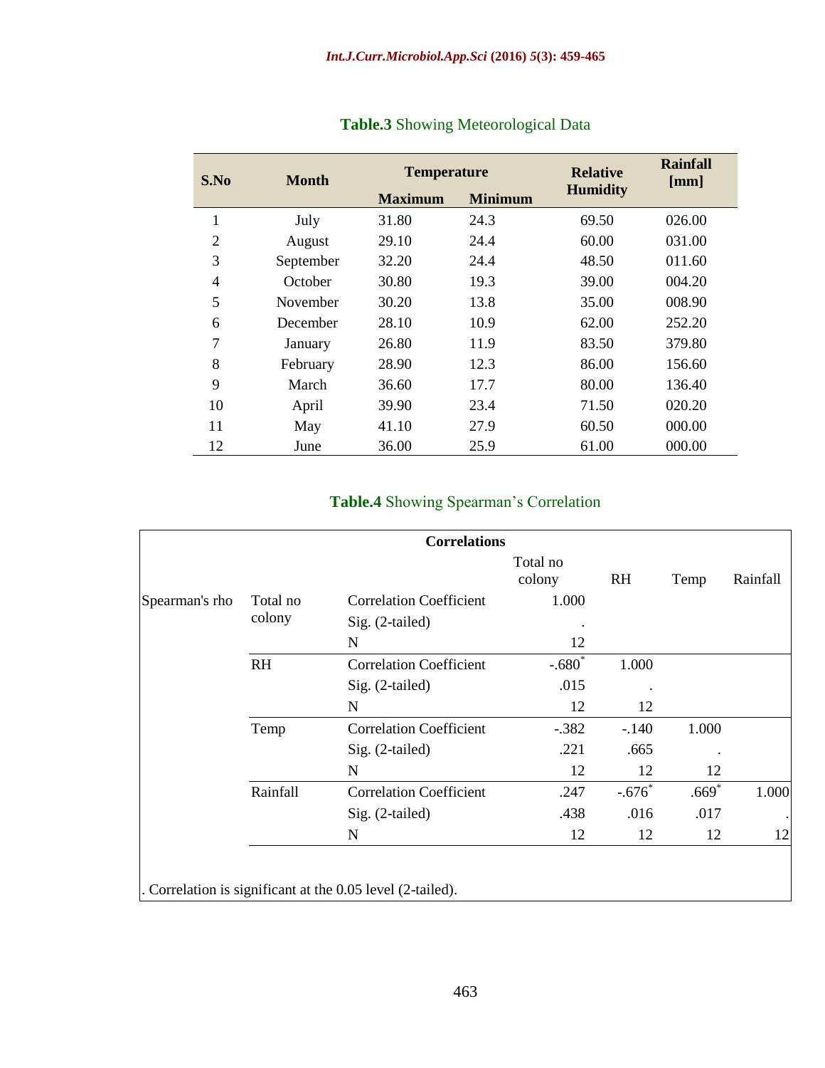**Table.3** Showing Meteorological Data

| S.No | Month | Temperature | | Relative Humidity | Rainfall [mm] |
|---|---|---|---|---|---|
| | | Maximum | Minimum | | |
| 1 | July | 31.80 | 24.3 | 69.50 | 026.00 |
| 2 | August | 29.10 | 24.4 | 60.00 | 031.00 |
| 3 | September | 32.20 | 24.4 | 48.50 | 011.60 |
| 4 | October | 30.80 | 19.3 | 39.00 | 004.20 |
| 5 | November | 30.20 | 13.8 | 35.00 | 008.90 |
| 6 | December | 28.10 | 10.9 | 62.00 | 252.20 |
| 7 | January | 26.80 | 11.9 | 83.50 | 379.80 |
| 8 | February | 28.90 | 12.3 | 86.00 | 156.60 |
| 9 | March | 36.60 | 17.7 | 80.00 | 136.40 |
| 10 | April | 39.90 | 23.4 | 71.50 | 020.20 |
| 11 | May | 41.10 | 27.9 | 60.50 | 000.00 |
| 12 | June | 36.00 | 25.9 | 61.00 | 000.00 |

**Table.4** Showing Spearman's Correlation

**Correlations**

| | | | Total no colony | RH | Temp | Rainfall |
|---|---|---|---|---|---|---|
| Spearman's rho | Total no colony | Correlation Coefficient | 1.000 | | | |
| | | Sig. (2-tailed) | . | | | |
| | | N | 12 | | | |
| | RH | Correlation Coefficient | -.680* | 1.000 | | |
| | | Sig. (2-tailed) | .015 | . | | |
| | | N | 12 | 12 | | |
| | Temp | Correlation Coefficient | -.382 | -.140 | 1.000 | |
| | | Sig. (2-tailed) | .221 | .665 | . | |
| | | N | 12 | 12 | 12 | |
| | Rainfall | Correlation Coefficient | .247 | -.676* | .669* | 1.000 |
| | | Sig. (2-tailed) | .438 | .016 | .017 | . |
| | | N | 12 | 12 | 12 | 12 |

. Correlation is significant at the 0.05 level (2-tailed).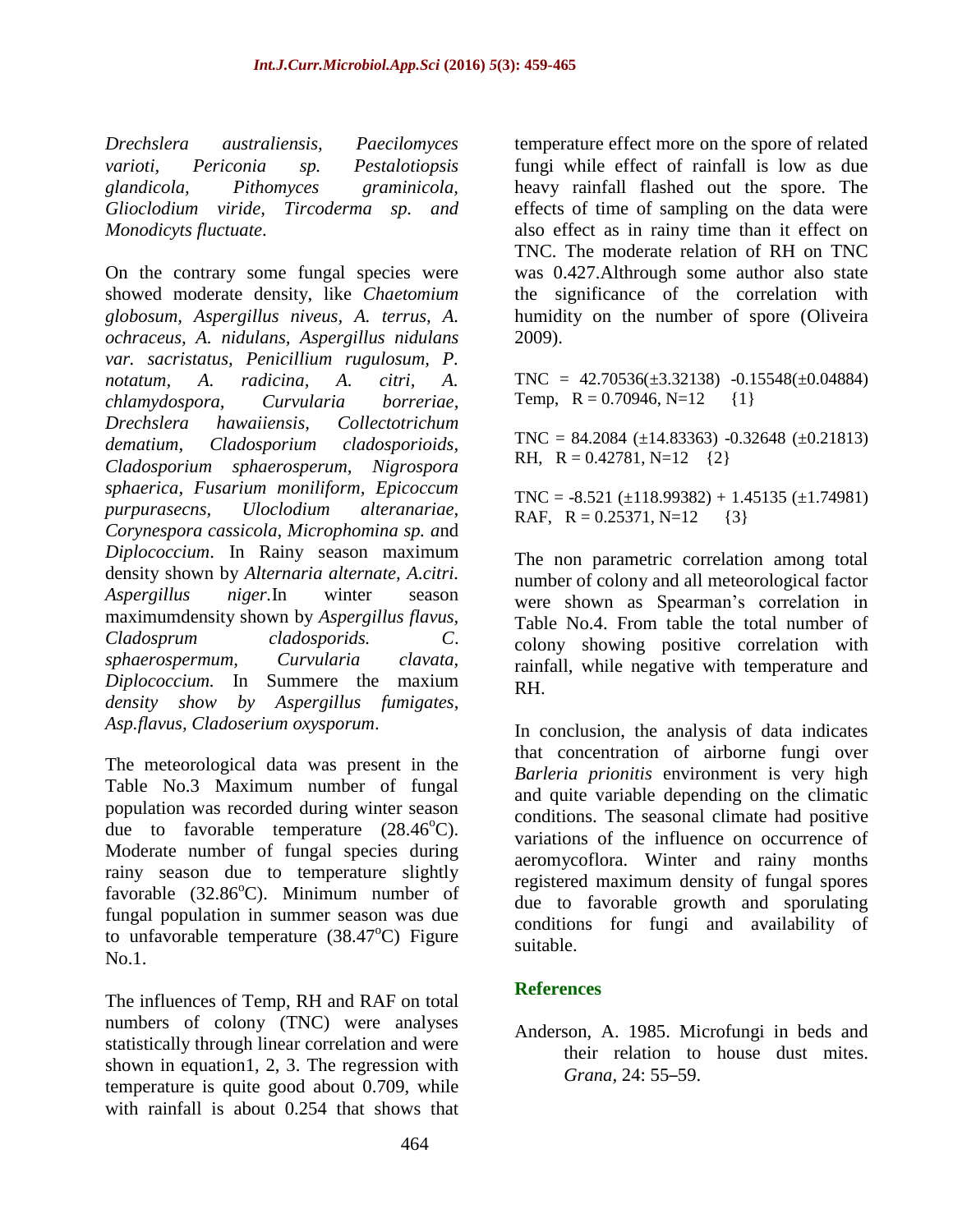*Drechslera australiensis, Paecilomyces varioti, Periconia sp. Pestalotiopsis glandicola, Pithomyces graminicola, Glioclodium viride, Tircoderma sp. and Monodicyts fluctuate*.

On the contrary some fungal species were showed moderate density, like *Chaetomium globosum, Aspergillus niveus, A. terrus, A. ochraceus, A. nidulans, Aspergillus nidulans var. sacristatus, Penicillium rugulosum, P. notatum, A. radicina, A. citri, A. chlamydospora, Curvularia borreriae, Drechslera hawaiiensis, Collectotrichum dematium, Cladosporium cladosporioids, Cladosporium sphaerosperum, Nigrospora sphaerica, Fusarium moniliform, Epicoccum purpurasecns, Uloclodium alteranariae, Corynespora cassicola, Microphomina sp. a*nd *Diplococcium*. In Rainy season maximum density shown by *Alternaria alternate, A.citri. Aspergillus niger.*In winter season maximumdensity shown by *Aspergillus flavus, Cladosprum cladosporids. C. sphaerospermum, Curvularia clavata, Diplococcium.* In Summere the maxium *density show by Aspergillus fumigates, Asp.flavus, Cladoserium oxysporum*.

The meteorological data was present in the Table No.3 Maximum number of fungal population was recorded during winter season due to favorable temperature (28.46$^{o}$C). Moderate number of fungal species during rainy season due to temperature slightly favorable (32.86$^{o}$C). Minimum number of fungal population in summer season was due to unfavorable temperature (38.47$^{o}$C) Figure No.1.

The influences of Temp, RH and RAF on total numbers of colony (TNC) were analyses statistically through linear correlation and were shown in equation1, 2, 3. The regression with temperature is quite good about 0.709, while with rainfall is about 0.254 that shows that temperature effect more on the spore of related fungi while effect of rainfall is low as due heavy rainfall flashed out the spore. The effects of time of sampling on the data were also effect as in rainy time than it effect on TNC. The moderate relation of RH on TNC was 0.427.Althrough some author also state the significance of the correlation with humidity on the number of spore (Oliveira 2009).

$$\text{TNC} = 42.70536(\pm 3.32138) - 0.15548(\pm 0.04884)\ \text{Temp},\quad R = 0.70946,\ N=12 \qquad \{1\}$$

$$\text{TNC} = 84.2084\ (\pm 14.83363) - 0.32648\ (\pm 0.21813)\ \text{RH},\quad R = 0.42781,\ N=12 \qquad \{2\}$$

$$\text{TNC} = -8.521\ (\pm 118.99382) + 1.45135\ (\pm 1.74981)\ \text{RAF},\quad R = 0.25371,\ N=12 \qquad \{3\}$$

The non parametric correlation among total number of colony and all meteorological factor were shown as Spearman's correlation in Table No.4. From table the total number of colony showing positive correlation with rainfall, while negative with temperature and RH.

In conclusion, the analysis of data indicates that concentration of airborne fungi over *Barleria prionitis* environment is very high and quite variable depending on the climatic conditions. The seasonal climate had positive variations of the influence on occurrence of aeromycoflora. Winter and rainy months registered maximum density of fungal spores due to favorable growth and sporulating conditions for fungi and availability of suitable.

## References

Anderson, A. 1985. Microfungi in beds and their relation to house dust mites. *Grana*, 24: 55–59.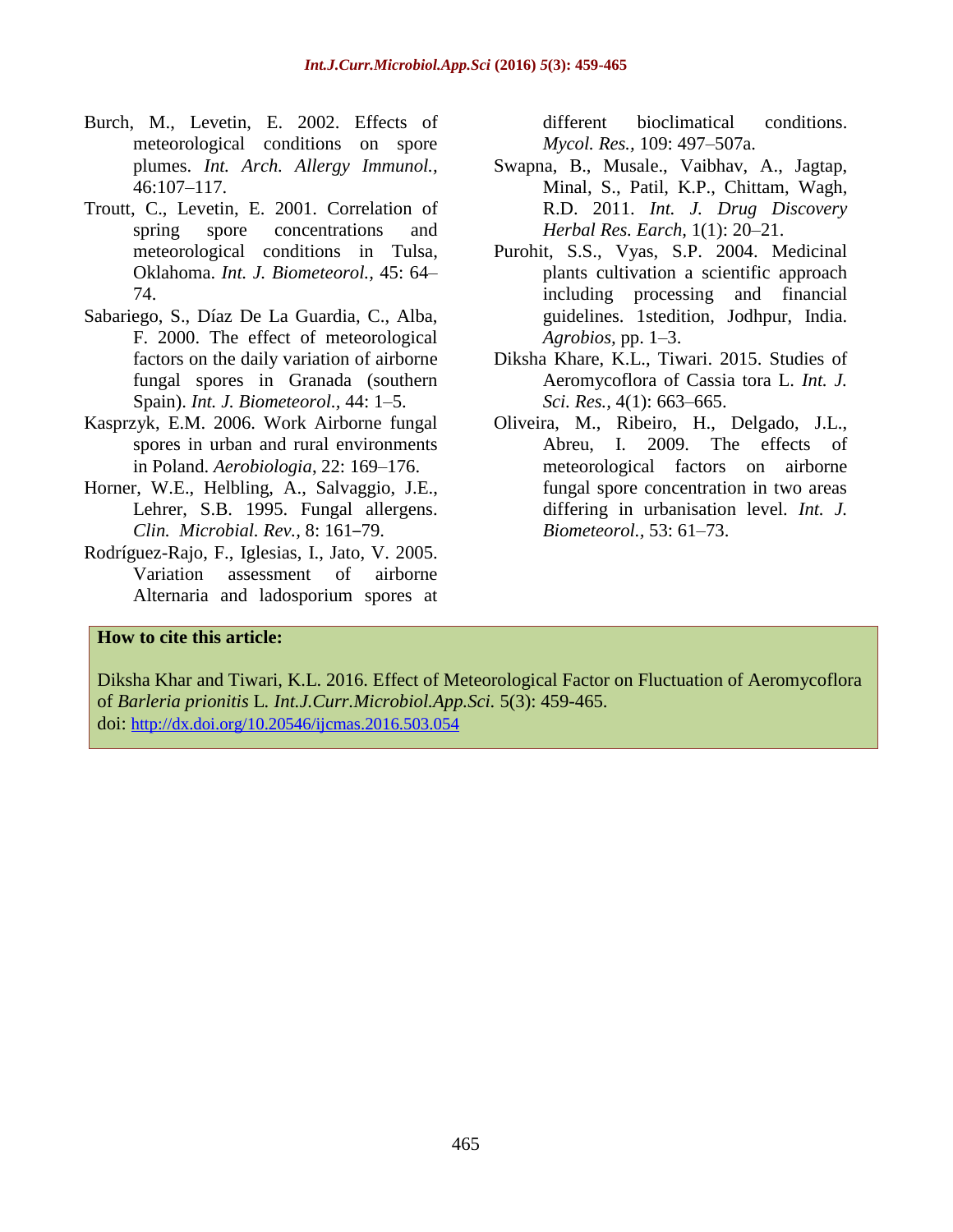Burch, M., Levetin, E. 2002. Effects of meteorological conditions on spore plumes. *Int. Arch. Allergy Immunol.,* 46:107–117.

Troutt, C., Levetin, E. 2001. Correlation of spring spore concentrations and meteorological conditions in Tulsa, Oklahoma. *Int. J. Biometeorol.,* 45: 64–74.

Sabariego, S., Díaz De La Guardia, C., Alba, F. 2000. The effect of meteorological factors on the daily variation of airborne fungal spores in Granada (southern Spain). *Int. J. Biometeorol.,* 44: 1–5.

Kasprzyk, E.M. 2006. Work Airborne fungal spores in urban and rural environments in Poland. *Aerobiologia,* 22: 169–176.

Horner, W.E., Helbling, A., Salvaggio, J.E., Lehrer, S.B. 1995. Fungal allergens. *Clin. Microbial. Rev.,* 8: 161–79.

Rodríguez-Rajo, F., Iglesias, I., Jato, V. 2005. Variation assessment of airborne Alternaria and ladosporium spores at different bioclimatical conditions. *Mycol. Res.,* 109: 497–507a.

Swapna, B., Musale., Vaibhav, A., Jagtap, Minal, S., Patil, K.P., Chittam, Wagh, R.D. 2011. *Int. J. Drug Discovery Herbal Res. Earch,* 1(1): 20–21.

Purohit, S.S., Vyas, S.P. 2004. Medicinal plants cultivation a scientific approach including processing and financial guidelines. 1stedition, Jodhpur, India. *Agrobios,* pp. 1–3.

Diksha Khare, K.L., Tiwari. 2015. Studies of Aeromycoflora of Cassia tora L. *Int. J. Sci. Res.,* 4(1): 663–665.

Oliveira, M., Ribeiro, H., Delgado, J.L., Abreu, I. 2009. The effects of meteorological factors on airborne fungal spore concentration in two areas differing in urbanisation level. *Int. J. Biometeorol.,* 53: 61–73.

**How to cite this article:**

Diksha Khar and Tiwari, K.L. 2016. Effect of Meteorological Factor on Fluctuation of Aeromycoflora of *Barleria prionitis* L. *Int.J.Curr.Microbiol.App.Sci.* 5(3): 459-465.
doi: http://dx.doi.org/10.20546/ijcmas.2016.503.054